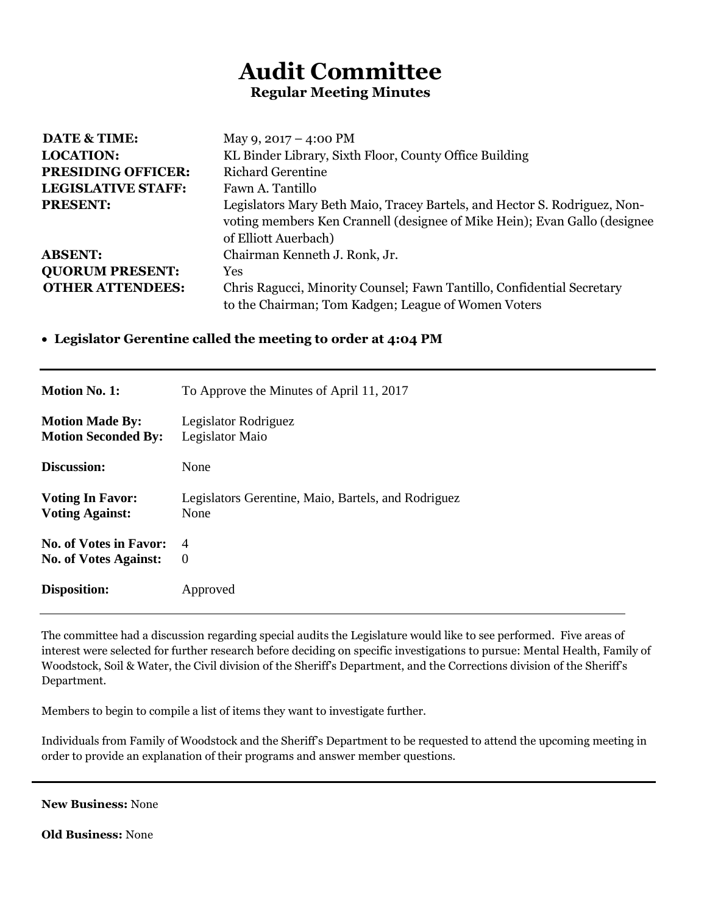# Audit Committee

**Regular Meeting Minutes**

| | |
|---|---|
| **DATE & TIME:** | May 9, 2017 – 4:00 PM |
| **LOCATION:** | KL Binder Library, Sixth Floor, County Office Building |
| **PRESIDING OFFICER:** | Richard Gerentine |
| **LEGISLATIVE STAFF:** | Fawn A. Tantillo |
| **PRESENT:** | Legislators Mary Beth Maio, Tracey Bartels, and Hector S. Rodriguez, Non-voting members Ken Crannell (designee of Mike Hein); Evan Gallo (designee of Elliott Auerbach) |
| **ABSENT:** | Chairman Kenneth J. Ronk, Jr. |
| **QUORUM PRESENT:** | Yes |
| **OTHER ATTENDEES:** | Chris Ragucci, Minority Counsel; Fawn Tantillo, Confidential Secretary to the Chairman; Tom Kadgen; League of Women Voters |

- **Legislator Gerentine called the meeting to order at 4:04 PM**

---

| | |
|---|---|
| **Motion No. 1:** | To Approve the Minutes of April 11, 2017 |
| **Motion Made By:** | Legislator Rodriguez |
| **Motion Seconded By:** | Legislator Maio |
| **Discussion:** | None |
| **Voting In Favor:** | Legislators Gerentine, Maio, Bartels, and Rodriguez |
| **Voting Against:** | None |
| **No. of Votes in Favor:** | 4 |
| **No. of Votes Against:** | 0 |
| **Disposition:** | Approved |

---

The committee had a discussion regarding special audits the Legislature would like to see performed. Five areas of interest were selected for further research before deciding on specific investigations to pursue: Mental Health, Family of Woodstock, Soil & Water, the Civil division of the Sheriff's Department, and the Corrections division of the Sheriff's Department.

Members to begin to compile a list of items they want to investigate further.

Individuals from Family of Woodstock and the Sheriff's Department to be requested to attend the upcoming meeting in order to provide an explanation of their programs and answer member questions.

---

**New Business:** None

**Old Business:** None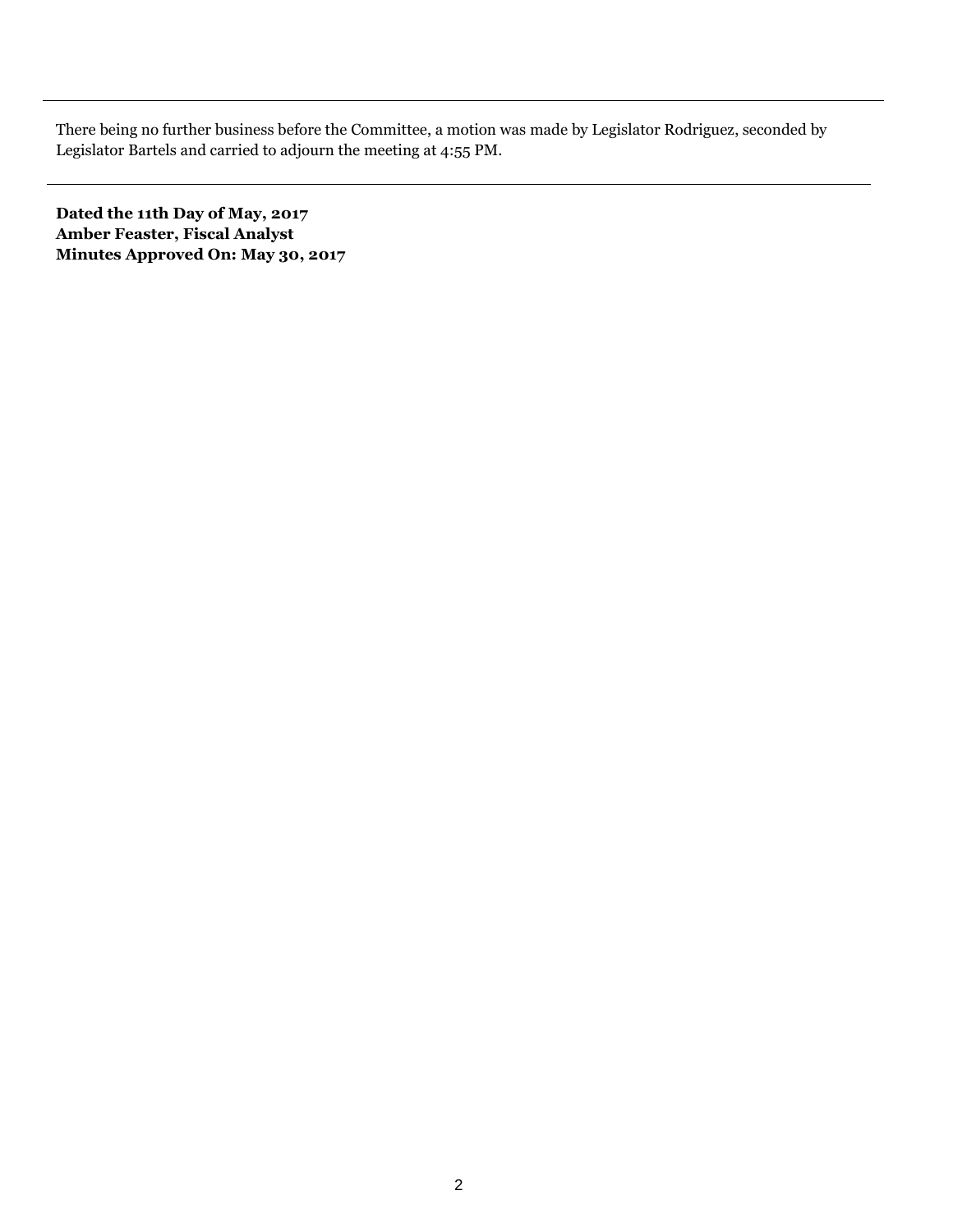---

There being no further business before the Committee, a motion was made by Legislator Rodriguez, seconded by Legislator Bartels and carried to adjourn the meeting at 4:55 PM.

---

**Dated the 11th Day of May, 2017**
**Amber Feaster, Fiscal Analyst**
**Minutes Approved On: May 30, 2017**